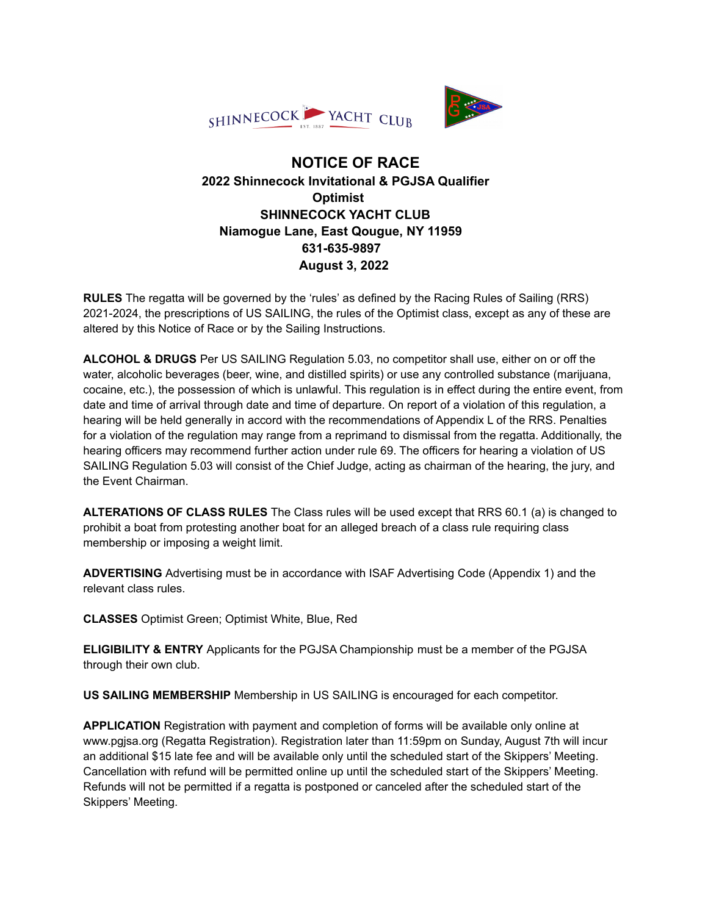# NOTICE OF RACE

## 2022 Shinnecock Invitational & PGJSA Qualifier
## Optimist
## SHINNECOCK YACHT CLUB
## Niamogue Lane, East Qougue, NY 11959
## 631-635-9897
## August 3, 2022

**RULES** The regatta will be governed by the 'rules' as defined by the Racing Rules of Sailing (RRS) 2021-2024, the prescriptions of US SAILING, the rules of the Optimist class, except as any of these are altered by this Notice of Race or by the Sailing Instructions.

**ALCOHOL & DRUGS** Per US SAILING Regulation 5.03, no competitor shall use, either on or off the water, alcoholic beverages (beer, wine, and distilled spirits) or use any controlled substance (marijuana, cocaine, etc.), the possession of which is unlawful. This regulation is in effect during the entire event, from date and time of arrival through date and time of departure. On report of a violation of this regulation, a hearing will be held generally in accord with the recommendations of Appendix L of the RRS. Penalties for a violation of the regulation may range from a reprimand to dismissal from the regatta. Additionally, the hearing officers may recommend further action under rule 69. The officers for hearing a violation of US SAILING Regulation 5.03 will consist of the Chief Judge, acting as chairman of the hearing, the jury, and the Event Chairman.

**ALTERATIONS OF CLASS RULES** The Class rules will be used except that RRS 60.1 (a) is changed to prohibit a boat from protesting another boat for an alleged breach of a class rule requiring class membership or imposing a weight limit.

**ADVERTISING** Advertising must be in accordance with ISAF Advertising Code (Appendix 1) and the relevant class rules.

**CLASSES** Optimist Green; Optimist White, Blue, Red

**ELIGIBILITY & ENTRY** Applicants for the PGJSA Championship must be a member of the PGJSA through their own club.

**US SAILING MEMBERSHIP** Membership in US SAILING is encouraged for each competitor.

**APPLICATION** Registration with payment and completion of forms will be available only online at www.pgjsa.org (Regatta Registration). Registration later than 11:59pm on Sunday, August 7th will incur an additional $15 late fee and will be available only until the scheduled start of the Skippers' Meeting. Cancellation with refund will be permitted online up until the scheduled start of the Skippers' Meeting. Refunds will not be permitted if a regatta is postponed or canceled after the scheduled start of the Skippers' Meeting.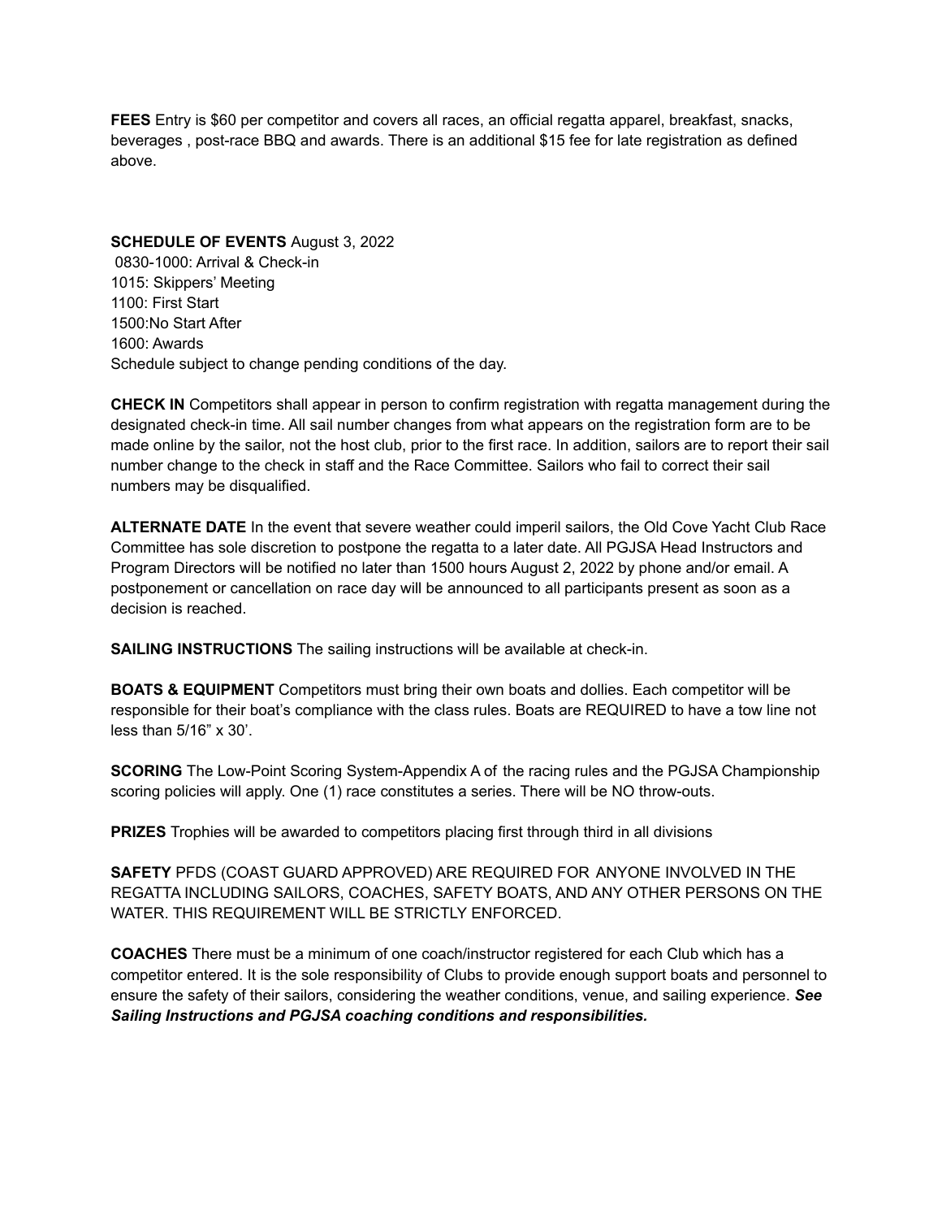**FEES** Entry is $60 per competitor and covers all races, an official regatta apparel, breakfast, snacks, beverages , post-race BBQ and awards. There is an additional $15 fee for late registration as defined above.

**SCHEDULE OF EVENTS** August 3, 2022
0830-1000: Arrival & Check-in
1015: Skippers' Meeting
1100: First Start
1500:No Start After
1600: Awards
Schedule subject to change pending conditions of the day.

**CHECK IN** Competitors shall appear in person to confirm registration with regatta management during the designated check-in time. All sail number changes from what appears on the registration form are to be made online by the sailor, not the host club, prior to the first race. In addition, sailors are to report their sail number change to the check in staff and the Race Committee. Sailors who fail to correct their sail numbers may be disqualified.

**ALTERNATE DATE** In the event that severe weather could imperil sailors, the Old Cove Yacht Club Race Committee has sole discretion to postpone the regatta to a later date. All PGJSA Head Instructors and Program Directors will be notified no later than 1500 hours August 2, 2022 by phone and/or email. A postponement or cancellation on race day will be announced to all participants present as soon as a decision is reached.

**SAILING INSTRUCTIONS** The sailing instructions will be available at check-in.

**BOATS & EQUIPMENT** Competitors must bring their own boats and dollies. Each competitor will be responsible for their boat's compliance with the class rules. Boats are REQUIRED to have a tow line not less than 5/16" x 30'.

**SCORING** The Low-Point Scoring System-Appendix A of the racing rules and the PGJSA Championship scoring policies will apply. One (1) race constitutes a series. There will be NO throw-outs.

**PRIZES** Trophies will be awarded to competitors placing first through third in all divisions

**SAFETY** PFDS (COAST GUARD APPROVED) ARE REQUIRED FOR ANYONE INVOLVED IN THE REGATTA INCLUDING SAILORS, COACHES, SAFETY BOATS, AND ANY OTHER PERSONS ON THE WATER. THIS REQUIREMENT WILL BE STRICTLY ENFORCED.

**COACHES** There must be a minimum of one coach/instructor registered for each Club which has a competitor entered. It is the sole responsibility of Clubs to provide enough support boats and personnel to ensure the safety of their sailors, considering the weather conditions, venue, and sailing experience. ***See Sailing Instructions and PGJSA coaching conditions and responsibilities.***